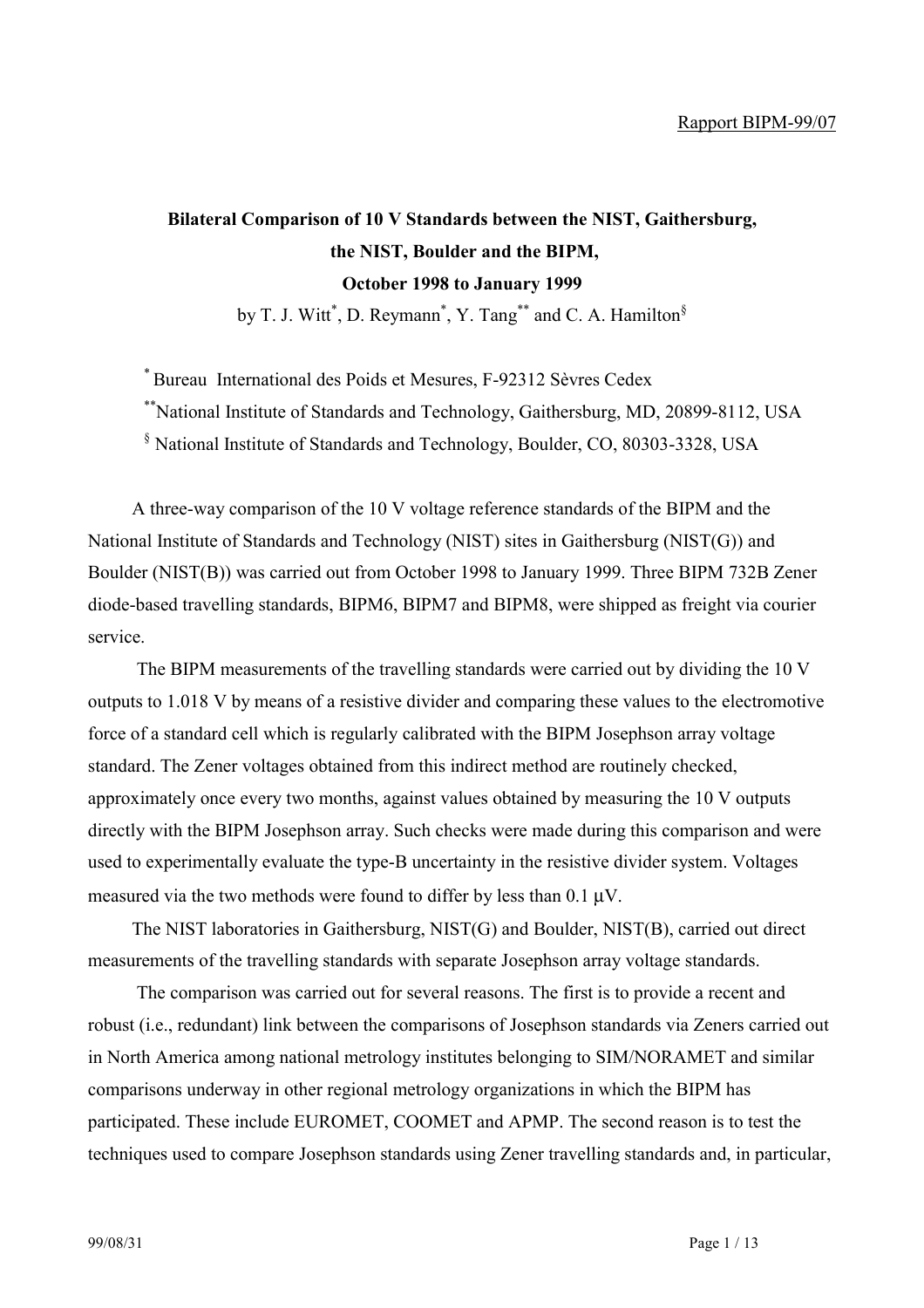Rapport BIPM-99/07

**Bilateral Comparison of 10 V Standards between the NIST, Gaithersburg, the NIST, Boulder and the BIPM, October 1998 to January 1999**

by T. J. Witt[*], D. Reymann[*], Y. Tang[**] and C. A. Hamilton[§]

[*] Bureau International des Poids et Mesures, F-92312 Sèvres Cedex

[**] National Institute of Standards and Technology, Gaithersburg, MD, 20899-8112, USA

[§] National Institute of Standards and Technology, Boulder, CO, 80303-3328, USA

A three-way comparison of the 10 V voltage reference standards of the BIPM and the National Institute of Standards and Technology (NIST) sites in Gaithersburg (NIST(G)) and Boulder (NIST(B)) was carried out from October 1998 to January 1999. Three BIPM 732B Zener diode-based travelling standards, BIPM6, BIPM7 and BIPM8, were shipped as freight via courier service.

The BIPM measurements of the travelling standards were carried out by dividing the 10 V outputs to 1.018 V by means of a resistive divider and comparing these values to the electromotive force of a standard cell which is regularly calibrated with the BIPM Josephson array voltage standard. The Zener voltages obtained from this indirect method are routinely checked, approximately once every two months, against values obtained by measuring the 10 V outputs directly with the BIPM Josephson array. Such checks were made during this comparison and were used to experimentally evaluate the type-B uncertainty in the resistive divider system. Voltages measured via the two methods were found to differ by less than 0.1 µV.

The NIST laboratories in Gaithersburg, NIST(G) and Boulder, NIST(B), carried out direct measurements of the travelling standards with separate Josephson array voltage standards.

The comparison was carried out for several reasons. The first is to provide a recent and robust (i.e., redundant) link between the comparisons of Josephson standards via Zeners carried out in North America among national metrology institutes belonging to SIM/NORAMET and similar comparisons underway in other regional metrology organizations in which the BIPM has participated. These include EUROMET, COOMET and APMP. The second reason is to test the techniques used to compare Josephson standards using Zener travelling standards and, in particular,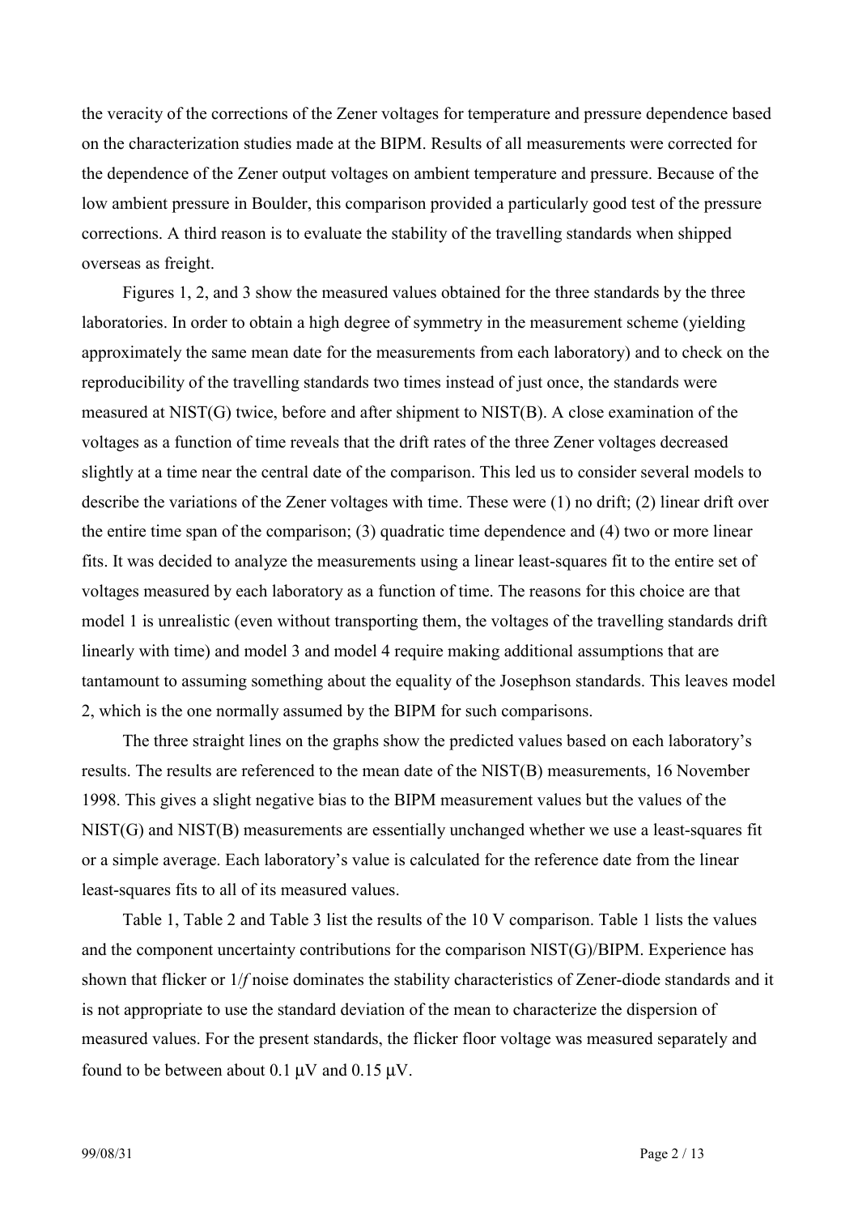the veracity of the corrections of the Zener voltages for temperature and pressure dependence based on the characterization studies made at the BIPM. Results of all measurements were corrected for the dependence of the Zener output voltages on ambient temperature and pressure. Because of the low ambient pressure in Boulder, this comparison provided a particularly good test of the pressure corrections. A third reason is to evaluate the stability of the travelling standards when shipped overseas as freight.

Figures 1, 2, and 3 show the measured values obtained for the three standards by the three laboratories. In order to obtain a high degree of symmetry in the measurement scheme (yielding approximately the same mean date for the measurements from each laboratory) and to check on the reproducibility of the travelling standards two times instead of just once, the standards were measured at NIST(G) twice, before and after shipment to NIST(B). A close examination of the voltages as a function of time reveals that the drift rates of the three Zener voltages decreased slightly at a time near the central date of the comparison. This led us to consider several models to describe the variations of the Zener voltages with time. These were (1) no drift; (2) linear drift over the entire time span of the comparison; (3) quadratic time dependence and (4) two or more linear fits. It was decided to analyze the measurements using a linear least-squares fit to the entire set of voltages measured by each laboratory as a function of time. The reasons for this choice are that model 1 is unrealistic (even without transporting them, the voltages of the travelling standards drift linearly with time) and model 3 and model 4 require making additional assumptions that are tantamount to assuming something about the equality of the Josephson standards. This leaves model 2, which is the one normally assumed by the BIPM for such comparisons.

The three straight lines on the graphs show the predicted values based on each laboratory's results. The results are referenced to the mean date of the NIST(B) measurements, 16 November 1998. This gives a slight negative bias to the BIPM measurement values but the values of the NIST(G) and NIST(B) measurements are essentially unchanged whether we use a least-squares fit or a simple average. Each laboratory's value is calculated for the reference date from the linear least-squares fits to all of its measured values.

Table 1, Table 2 and Table 3 list the results of the 10 V comparison. Table 1 lists the values and the component uncertainty contributions for the comparison NIST(G)/BIPM. Experience has shown that flicker or $1/f$ noise dominates the stability characteristics of Zener-diode standards and it is not appropriate to use the standard deviation of the mean to characterize the dispersion of measured values. For the present standards, the flicker floor voltage was measured separately and found to be between about 0.1 µV and 0.15 µV.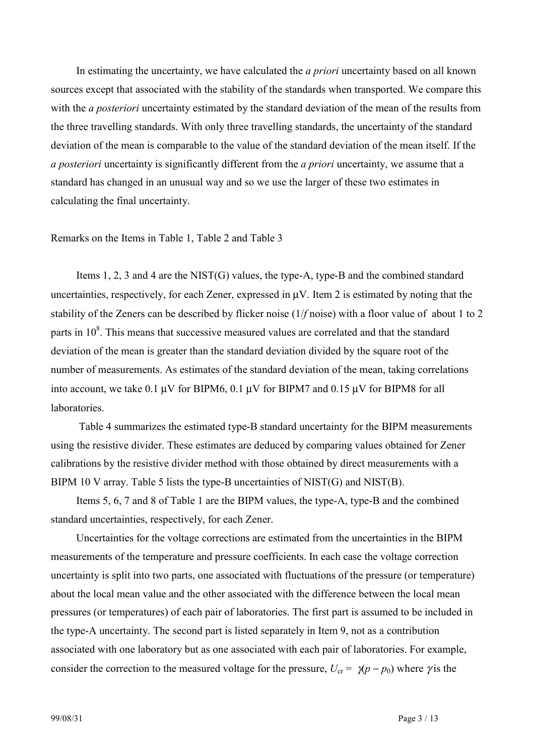In estimating the uncertainty, we have calculated the *a priori* uncertainty based on all known sources except that associated with the stability of the standards when transported. We compare this with the *a posteriori* uncertainty estimated by the standard deviation of the mean of the results from the three travelling standards. With only three travelling standards, the uncertainty of the standard deviation of the mean is comparable to the value of the standard deviation of the mean itself. If the *a posteriori* uncertainty is significantly different from the *a priori* uncertainty, we assume that a standard has changed in an unusual way and so we use the larger of these two estimates in calculating the final uncertainty.

Remarks on the Items in Table 1, Table 2 and Table 3

Items 1, 2, 3 and 4 are the NIST(G) values, the type-A, type-B and the combined standard uncertainties, respectively, for each Zener, expressed in μV. Item 2 is estimated by noting that the stability of the Zeners can be described by flicker noise (1/*f* noise) with a floor value of about 1 to 2 parts in $10^8$. This means that successive measured values are correlated and that the standard deviation of the mean is greater than the standard deviation divided by the square root of the number of measurements. As estimates of the standard deviation of the mean, taking correlations into account, we take 0.1 μV for BIPM6, 0.1 μV for BIPM7 and 0.15 μV for BIPM8 for all laboratories.

Table 4 summarizes the estimated type-B standard uncertainty for the BIPM measurements using the resistive divider. These estimates are deduced by comparing values obtained for Zener calibrations by the resistive divider method with those obtained by direct measurements with a BIPM 10 V array. Table 5 lists the type-B uncertainties of NIST(G) and NIST(B).

Items 5, 6, 7 and 8 of Table 1 are the BIPM values, the type-A, type-B and the combined standard uncertainties, respectively, for each Zener.

Uncertainties for the voltage corrections are estimated from the uncertainties in the BIPM measurements of the temperature and pressure coefficients. In each case the voltage correction uncertainty is split into two parts, one associated with fluctuations of the pressure (or temperature) about the local mean value and the other associated with the difference between the local mean pressures (or temperatures) of each pair of laboratories. The first part is assumed to be included in the type-A uncertainty. The second part is listed separately in Item 9, not as a contribution associated with one laboratory but as one associated with each pair of laboratories. For example, consider the correction to the measured voltage for the pressure, $U_{cr} = \gamma(p - p_0)$ where $\gamma$ is the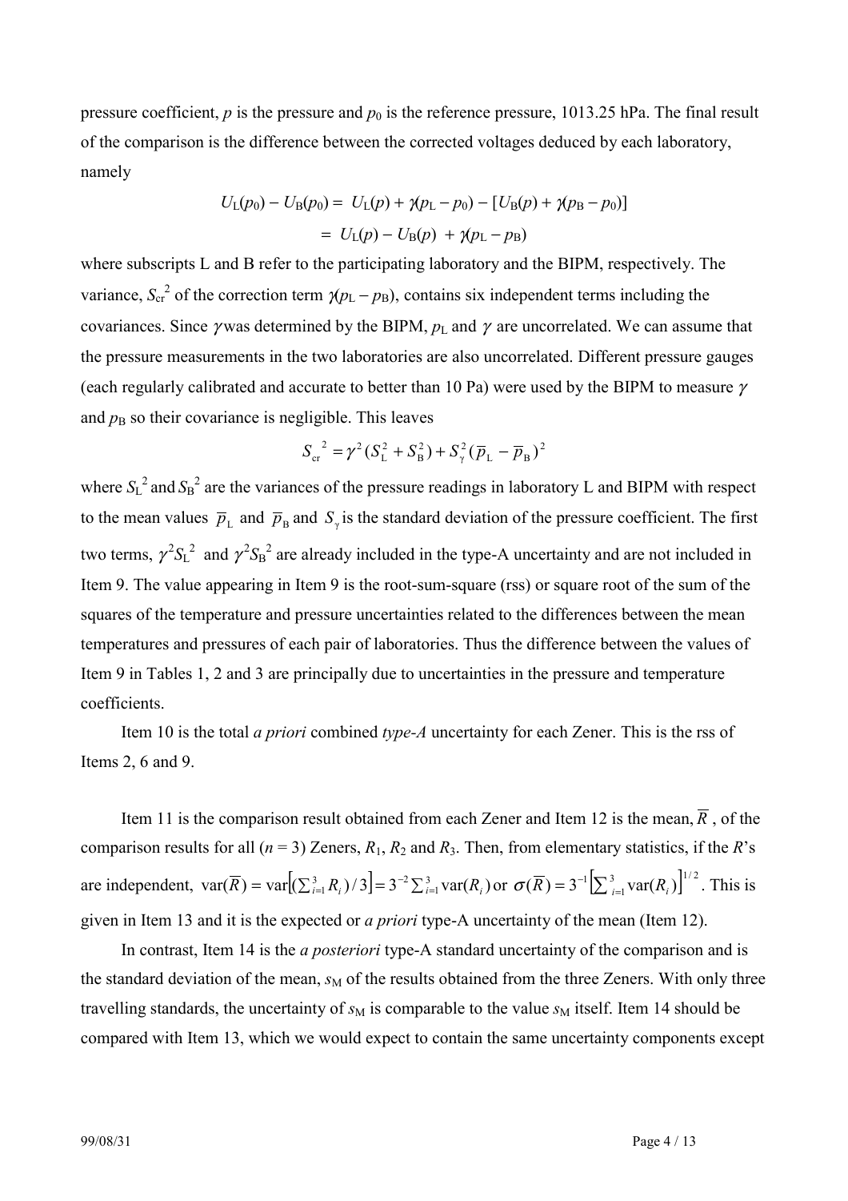pressure coefficient, $p$ is the pressure and $p_0$ is the reference pressure, 1013.25 hPa. The final result of the comparison is the difference between the corrected voltages deduced by each laboratory, namely

$$U_L(p_0) - U_B(p_0) = U_L(p) + \gamma(p_L - p_0) - [U_B(p) + \gamma(p_B - p_0)]$$
$$= U_L(p) - U_B(p) + \gamma(p_L - p_B)$$

where subscripts L and B refer to the participating laboratory and the BIPM, respectively. The variance, $S_{cr}^2$ of the correction term $\gamma(p_L - p_B)$, contains six independent terms including the covariances. Since $\gamma$ was determined by the BIPM, $p_L$ and $\gamma$ are uncorrelated. We can assume that the pressure measurements in the two laboratories are also uncorrelated. Different pressure gauges (each regularly calibrated and accurate to better than 10 Pa) were used by the BIPM to measure $\gamma$ and $p_B$ so their covariance is negligible. This leaves

$$S_{cr}^2 = \gamma^2(S_L^2 + S_B^2) + S_\gamma^2(\bar{p}_L - \bar{p}_B)^2$$

where $S_L^2$ and $S_B^2$ are the variances of the pressure readings in laboratory L and BIPM with respect to the mean values $\bar{p}_L$ and $\bar{p}_B$ and $S_\gamma$ is the standard deviation of the pressure coefficient. The first two terms, $\gamma^2 S_L^2$ and $\gamma^2 S_B^2$ are already included in the type-A uncertainty and are not included in Item 9. The value appearing in Item 9 is the root-sum-square (rss) or square root of the sum of the squares of the temperature and pressure uncertainties related to the differences between the mean temperatures and pressures of each pair of laboratories. Thus the difference between the values of Item 9 in Tables 1, 2 and 3 are principally due to uncertainties in the pressure and temperature coefficients.

Item 10 is the total *a priori* combined *type-A* uncertainty for each Zener. This is the rss of Items 2, 6 and 9.

Item 11 is the comparison result obtained from each Zener and Item 12 is the mean, $\bar{R}$, of the comparison results for all ($n$ = 3) Zeners, $R_1$, $R_2$ and $R_3$. Then, from elementary statistics, if the $R$'s are independent, $\mathrm{var}(\bar{R}) = \mathrm{var}\left[(\sum_{i=1}^{3} R_i)/3\right] = 3^{-2}\sum_{i=1}^{3}\mathrm{var}(R_i)$ or $\sigma(\bar{R}) = 3^{-1}\left[\sum_{i=1}^{3}\mathrm{var}(R_i)\right]^{1/2}$. This is given in Item 13 and it is the expected or *a priori* type-A uncertainty of the mean (Item 12).

In contrast, Item 14 is the *a posteriori* type-A standard uncertainty of the comparison and is the standard deviation of the mean, $s_M$ of the results obtained from the three Zeners. With only three travelling standards, the uncertainty of $s_M$ is comparable to the value $s_M$ itself. Item 14 should be compared with Item 13, which we would expect to contain the same uncertainty components except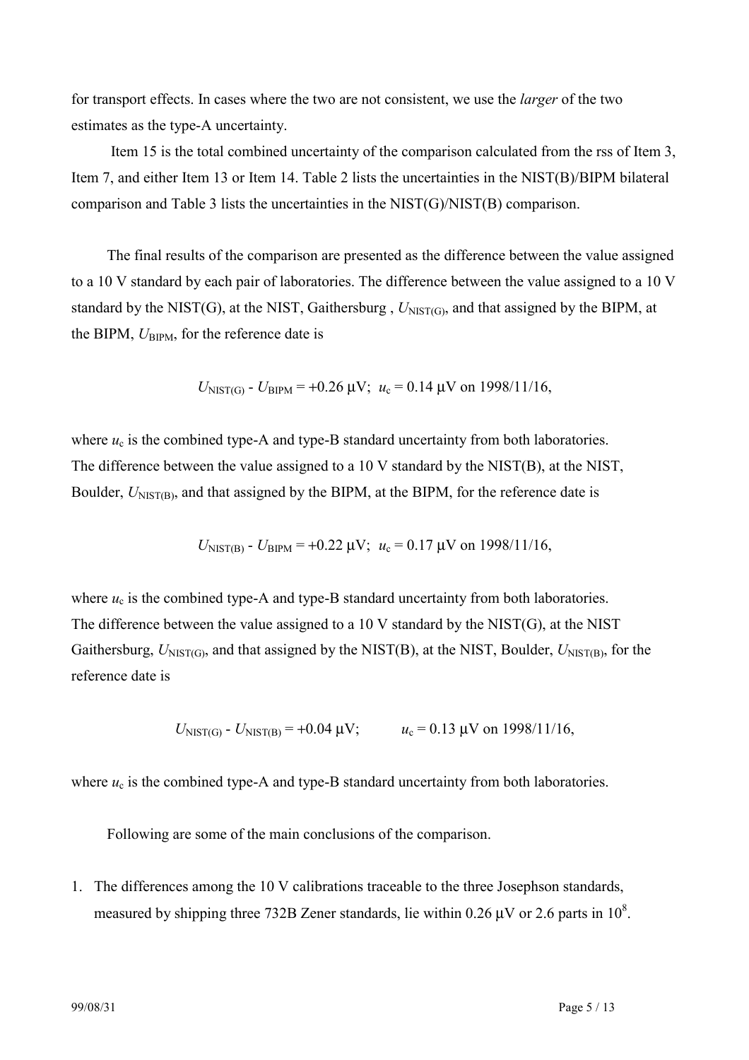for transport effects. In cases where the two are not consistent, we use the *larger* of the two estimates as the type-A uncertainty.

Item 15 is the total combined uncertainty of the comparison calculated from the rss of Item 3, Item 7, and either Item 13 or Item 14. Table 2 lists the uncertainties in the NIST(B)/BIPM bilateral comparison and Table 3 lists the uncertainties in the NIST(G)/NIST(B) comparison.

The final results of the comparison are presented as the difference between the value assigned to a 10 V standard by each pair of laboratories. The difference between the value assigned to a 10 V standard by the NIST(G), at the NIST, Gaithersburg , $U_{\mathrm{NIST(G)}}$, and that assigned by the BIPM, at the BIPM, $U_{\mathrm{BIPM}}$, for the reference date is

$$U_{\mathrm{NIST(G)}} - U_{\mathrm{BIPM}} = +0.26\ \mu\mathrm{V};\ \ u_{\mathrm{c}} = 0.14\ \mu\mathrm{V} \text{ on 1998/11/16,}$$

where $u_{\mathrm{c}}$ is the combined type-A and type-B standard uncertainty from both laboratories. The difference between the value assigned to a 10 V standard by the NIST(B), at the NIST, Boulder, $U_{\mathrm{NIST(B)}}$, and that assigned by the BIPM, at the BIPM, for the reference date is

$$U_{\mathrm{NIST(B)}} - U_{\mathrm{BIPM}} = +0.22\ \mu\mathrm{V};\ \ u_{\mathrm{c}} = 0.17\ \mu\mathrm{V} \text{ on 1998/11/16,}$$

where $u_{\mathrm{c}}$ is the combined type-A and type-B standard uncertainty from both laboratories. The difference between the value assigned to a 10 V standard by the NIST(G), at the NIST Gaithersburg, $U_{\mathrm{NIST(G)}}$, and that assigned by the NIST(B), at the NIST, Boulder, $U_{\mathrm{NIST(B)}}$, for the reference date is

$$U_{\mathrm{NIST(G)}} - U_{\mathrm{NIST(B)}} = +0.04\ \mu\mathrm{V};\qquad u_{\mathrm{c}} = 0.13\ \mu\mathrm{V} \text{ on 1998/11/16,}$$

where $u_{\mathrm{c}}$ is the combined type-A and type-B standard uncertainty from both laboratories.

Following are some of the main conclusions of the comparison.

1. The differences among the 10 V calibrations traceable to the three Josephson standards, measured by shipping three 732B Zener standards, lie within 0.26 μV or 2.6 parts in $10^8$.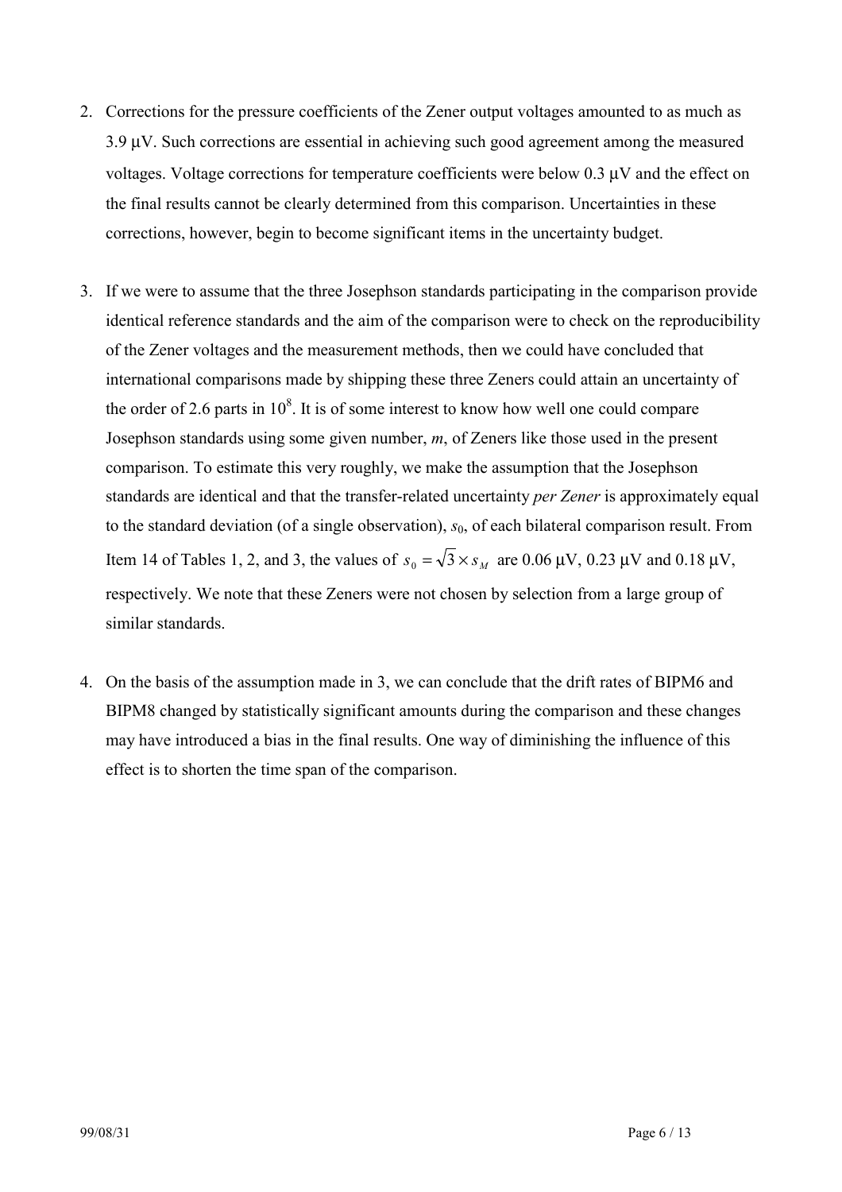2. Corrections for the pressure coefficients of the Zener output voltages amounted to as much as 3.9 µV. Such corrections are essential in achieving such good agreement among the measured voltages. Voltage corrections for temperature coefficients were below 0.3 µV and the effect on the final results cannot be clearly determined from this comparison. Uncertainties in these corrections, however, begin to become significant items in the uncertainty budget.

3. If we were to assume that the three Josephson standards participating in the comparison provide identical reference standards and the aim of the comparison were to check on the reproducibility of the Zener voltages and the measurement methods, then we could have concluded that international comparisons made by shipping these three Zeners could attain an uncertainty of the order of 2.6 parts in $10^8$. It is of some interest to know how well one could compare Josephson standards using some given number, $m$, of Zeners like those used in the present comparison. To estimate this very roughly, we make the assumption that the Josephson standards are identical and that the transfer-related uncertainty *per Zener* is approximately equal to the standard deviation (of a single observation), $s_0$, of each bilateral comparison result. From Item 14 of Tables 1, 2, and 3, the values of $s_0 = \sqrt{3} \times s_M$ are 0.06 µV, 0.23 µV and 0.18 µV, respectively. We note that these Zeners were not chosen by selection from a large group of similar standards.

4. On the basis of the assumption made in 3, we can conclude that the drift rates of BIPM6 and BIPM8 changed by statistically significant amounts during the comparison and these changes may have introduced a bias in the final results. One way of diminishing the influence of this effect is to shorten the time span of the comparison.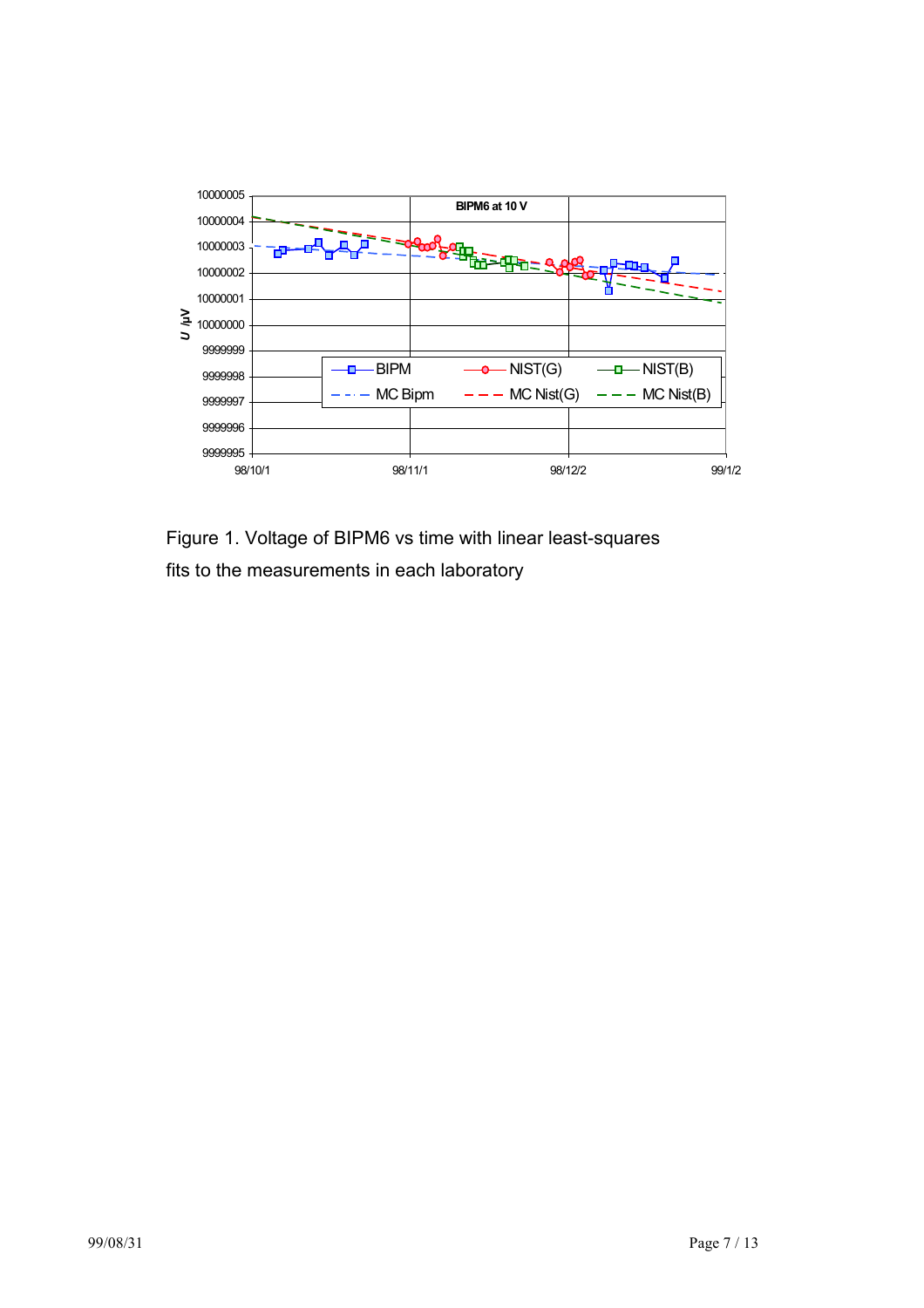Figure 1. Voltage of BIPM6 vs time with linear least-squares fits to the measurements in each laboratory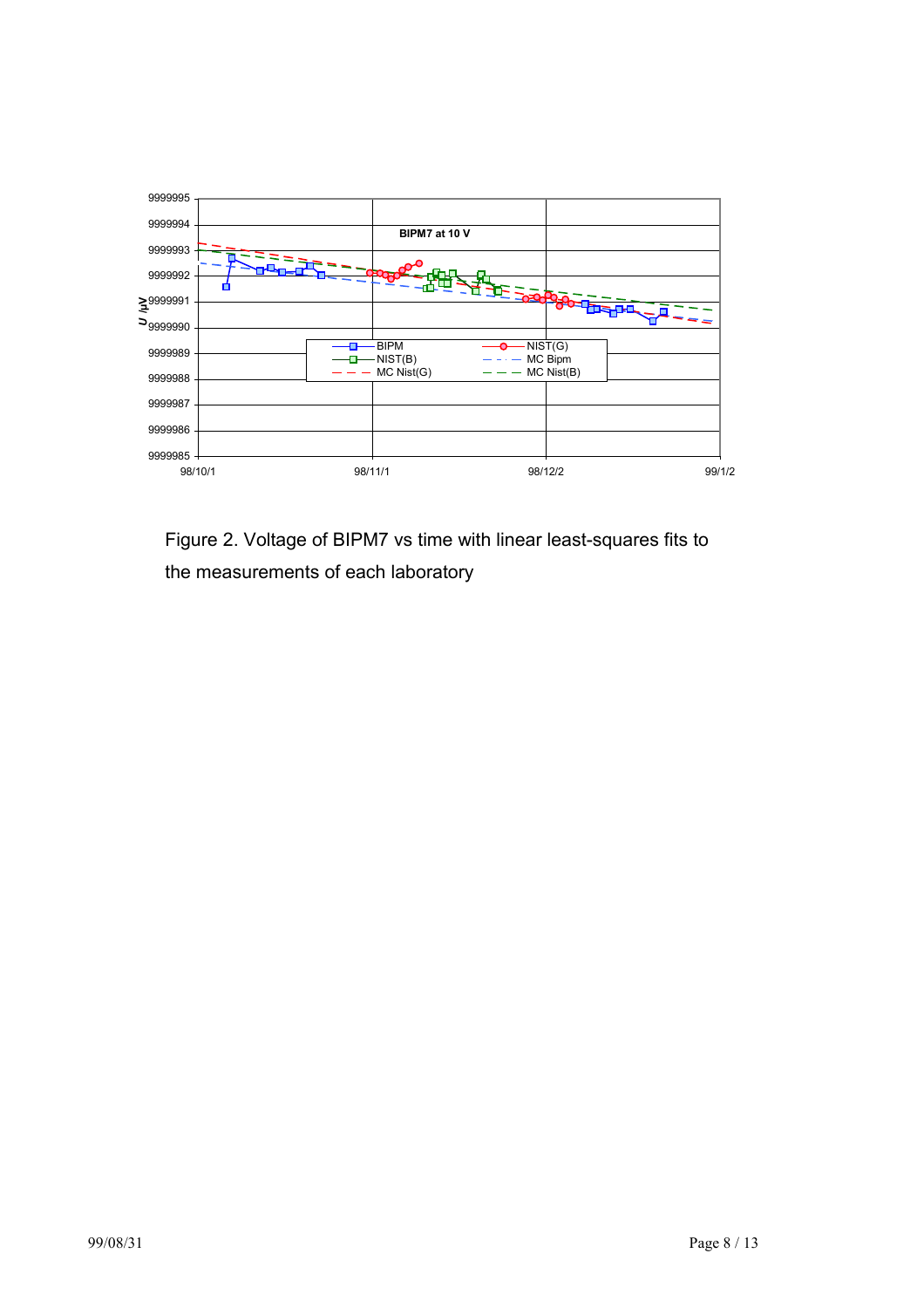Figure 2. Voltage of BIPM7 vs time with linear least-squares fits to the measurements of each laboratory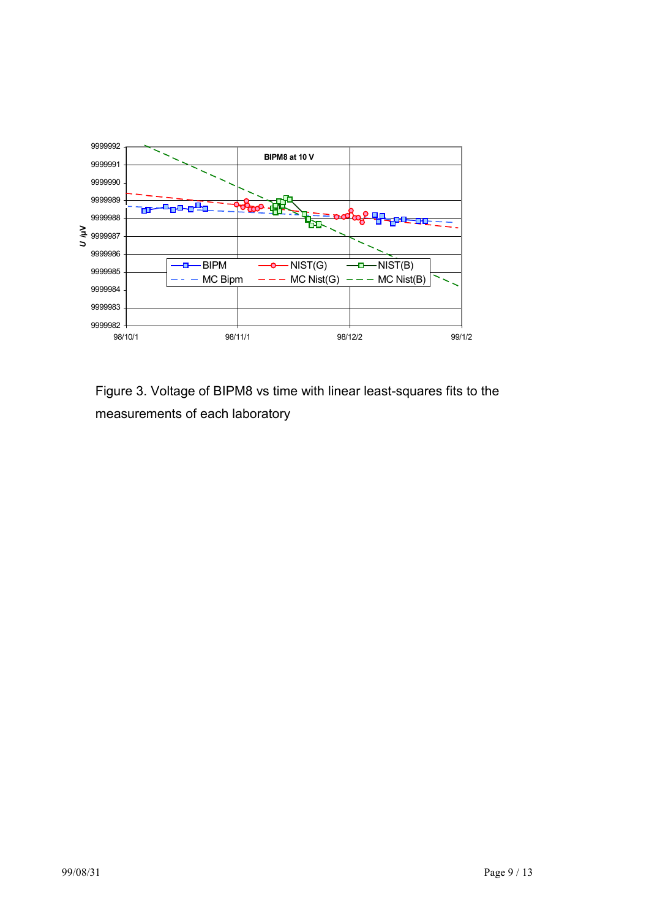Figure 3. Voltage of BIPM8 vs time with linear least-squares fits to the measurements of each laboratory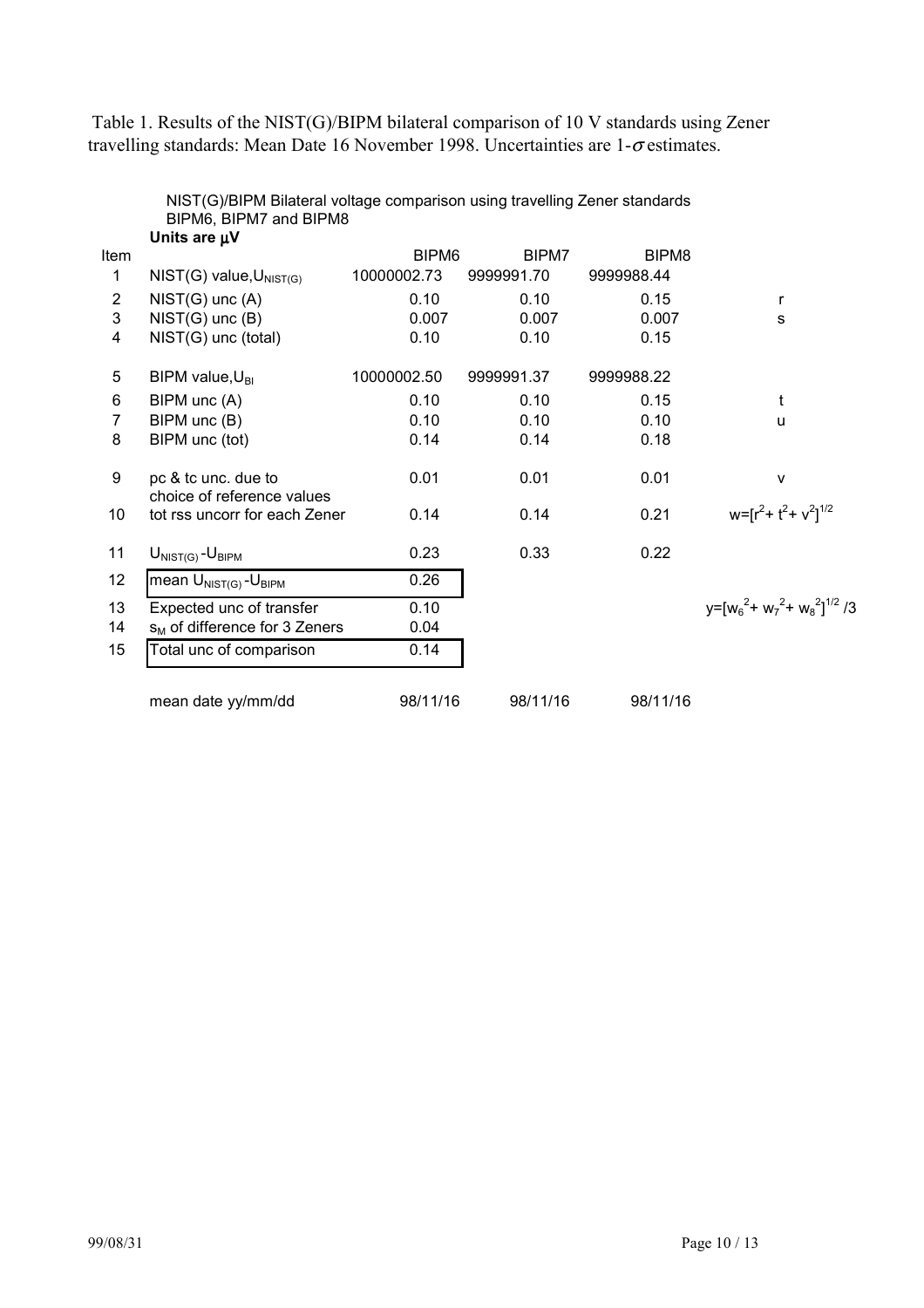Table 1. Results of the NIST(G)/BIPM bilateral comparison of 10 V standards using Zener travelling standards: Mean Date 16 November 1998. Uncertainties are 1-$\sigma$ estimates.

NIST(G)/BIPM Bilateral voltage comparison using travelling Zener standards BIPM6, BIPM7 and BIPM8

**Units are μV**

| Item | | BIPM6 | BIPM7 | BIPM8 | |
|---|---|---|---|---|---|
| 1 | NIST(G) value, $U_{NIST(G)}$ | 10000002.73 | 9999991.70 | 9999988.44 | |
| 2 | NIST(G) unc (A) | 0.10 | 0.10 | 0.15 | r |
| 3 | NIST(G) unc (B) | 0.007 | 0.007 | 0.007 | s |
| 4 | NIST(G) unc (total) | 0.10 | 0.10 | 0.15 | |
| 5 | BIPM value, $U_{BI}$ | 10000002.50 | 9999991.37 | 9999988.22 | |
| 6 | BIPM unc (A) | 0.10 | 0.10 | 0.15 | t |
| 7 | BIPM unc (B) | 0.10 | 0.10 | 0.10 | u |
| 8 | BIPM unc (tot) | 0.14 | 0.14 | 0.18 | |
| 9 | pc & tc unc. due to choice of reference values | 0.01 | 0.01 | 0.01 | v |
| 10 | tot rss uncorr for each Zener | 0.14 | 0.14 | 0.21 | $w=[r^2+t^2+v^2]^{1/2}$ |
| 11 | $U_{NIST(G)}-U_{BIPM}$ | 0.23 | 0.33 | 0.22 | |
| 12 | mean $U_{NIST(G)}-U_{BIPM}$ | 0.26 | | | |
| 13 | Expected unc of transfer | 0.10 | | | $y=[w_6^2+w_7^2+w_8^2]^{1/2}/3$ |
| 14 | $s_M$ of difference for 3 Zeners | 0.04 | | | |
| 15 | Total unc of comparison | 0.14 | | | |
| | mean date yy/mm/dd | 98/11/16 | 98/11/16 | 98/11/16 | |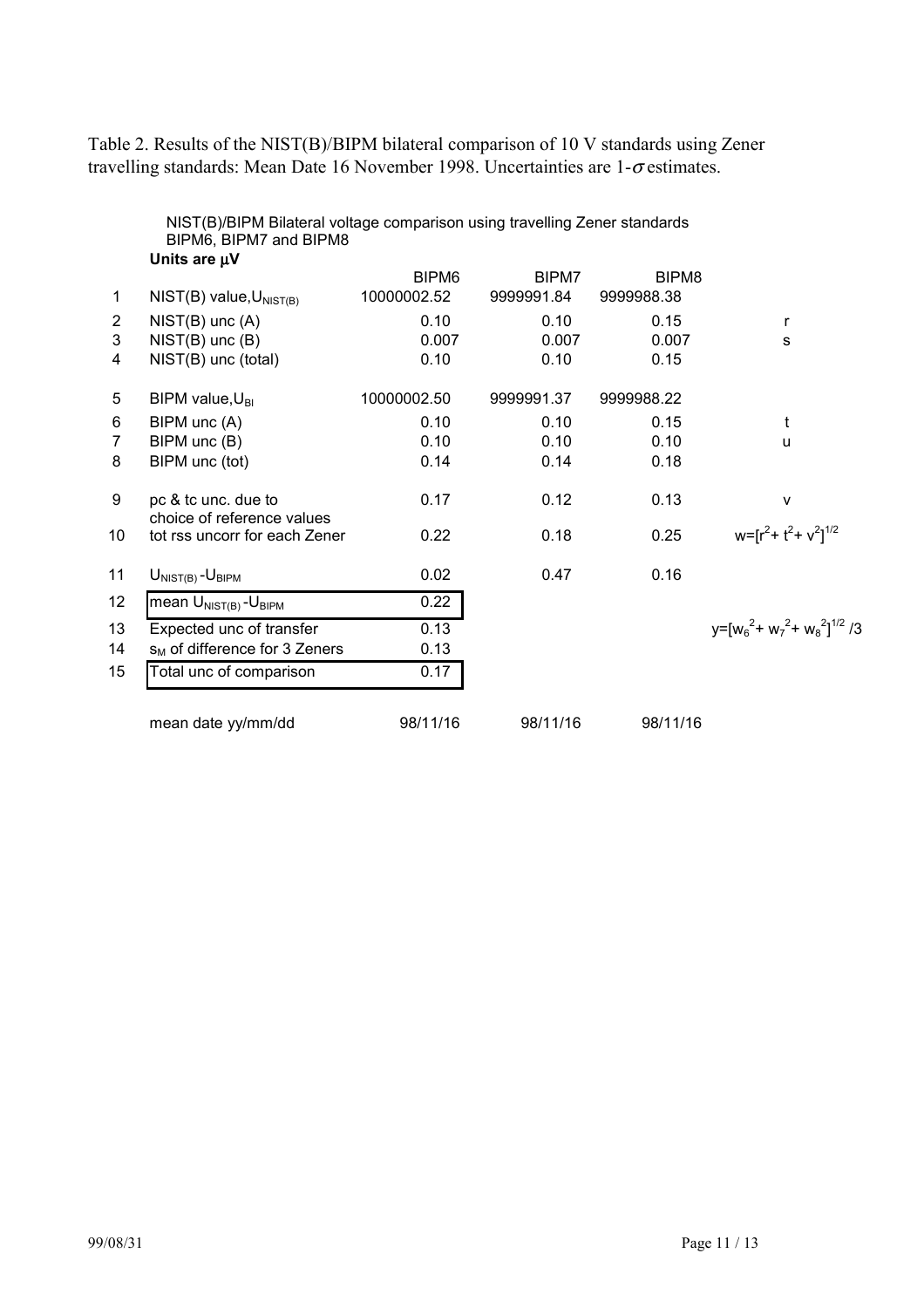Table 2. Results of the NIST(B)/BIPM bilateral comparison of 10 V standards using Zener travelling standards: Mean Date 16 November 1998. Uncertainties are 1-$\sigma$ estimates.

NIST(B)/BIPM Bilateral voltage comparison using travelling Zener standards BIPM6, BIPM7 and BIPM8

**Units are μV**

| | | BIPM6 | BIPM7 | BIPM8 | |
|---|---|---|---|---|---|
| 1 | NIST(B) value, $U_{NIST(B)}$ | 10000002.52 | 9999991.84 | 9999988.38 | |
| 2 | NIST(B) unc (A) | 0.10 | 0.10 | 0.15 | r |
| 3 | NIST(B) unc (B) | 0.007 | 0.007 | 0.007 | s |
| 4 | NIST(B) unc (total) | 0.10 | 0.10 | 0.15 | |
| 5 | BIPM value, $U_{BI}$ | 10000002.50 | 9999991.37 | 9999988.22 | |
| 6 | BIPM unc (A) | 0.10 | 0.10 | 0.15 | t |
| 7 | BIPM unc (B) | 0.10 | 0.10 | 0.10 | u |
| 8 | BIPM unc (tot) | 0.14 | 0.14 | 0.18 | |
| 9 | pc & tc unc. due to choice of reference values | 0.17 | 0.12 | 0.13 | v |
| 10 | tot rss uncorr for each Zener | 0.22 | 0.18 | 0.25 | $w=[r^2+t^2+v^2]^{1/2}$ |
| 11 | $U_{NIST(B)}-U_{BIPM}$ | 0.02 | 0.47 | 0.16 | |
| 12 | mean $U_{NIST(B)}-U_{BIPM}$ | 0.22 | | | |
| 13 | Expected unc of transfer | 0.13 | | | $y=[w_6^2+w_7^2+w_8^2]^{1/2}/3$ |
| 14 | $s_M$ of difference for 3 Zeners | 0.13 | | | |
| 15 | Total unc of comparison | 0.17 | | | |
| | mean date yy/mm/dd | 98/11/16 | 98/11/16 | 98/11/16 | |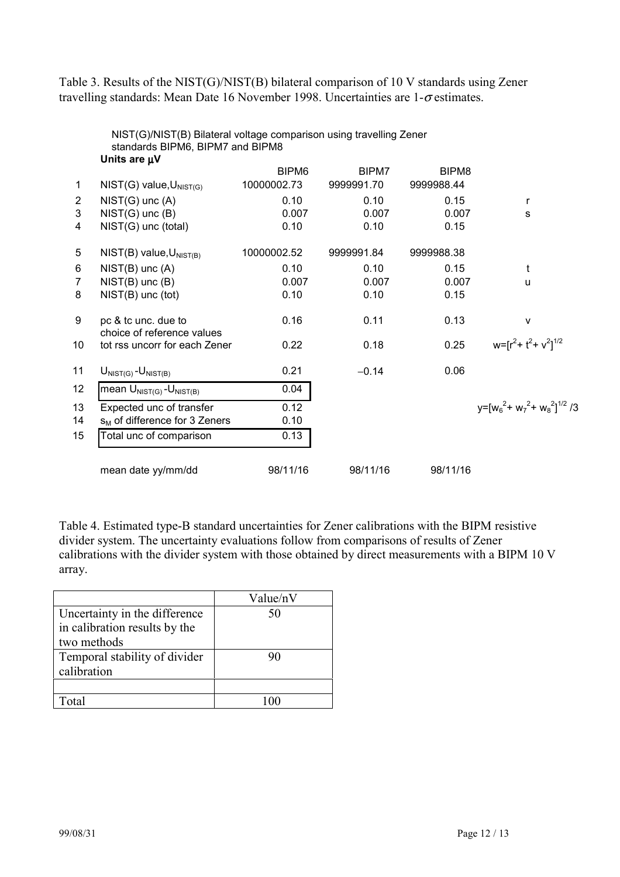Table 3. Results of the NIST(G)/NIST(B) bilateral comparison of 10 V standards using Zener travelling standards: Mean Date 16 November 1998. Uncertainties are 1-$\sigma$ estimates.

NIST(G)/NIST(B) Bilateral voltage comparison using travelling Zener standards BIPM6, BIPM7 and BIPM8

**Units are μV**

| | | BIPM6 | BIPM7 | BIPM8 | |
|---|---|---|---|---|---|
| 1 | NIST(G) value, $U_{NIST(G)}$ | 10000002.73 | 9999991.70 | 9999988.44 | |
| 2 | NIST(G) unc (A) | 0.10 | 0.10 | 0.15 | r |
| 3 | NIST(G) unc (B) | 0.007 | 0.007 | 0.007 | s |
| 4 | NIST(G) unc (total) | 0.10 | 0.10 | 0.15 | |
| 5 | NIST(B) value, $U_{NIST(B)}$ | 10000002.52 | 9999991.84 | 9999988.38 | |
| 6 | NIST(B) unc (A) | 0.10 | 0.10 | 0.15 | t |
| 7 | NIST(B) unc (B) | 0.007 | 0.007 | 0.007 | u |
| 8 | NIST(B) unc (tot) | 0.10 | 0.10 | 0.15 | |
| 9 | pc & tc unc. due to choice of reference values | 0.16 | 0.11 | 0.13 | v |
| 10 | tot rss uncorr for each Zener | 0.22 | 0.18 | 0.25 | $w=[r^2+t^2+v^2]^{1/2}$ |
| 11 | $U_{NIST(G)}-U_{NIST(B)}$ | 0.21 | −0.14 | 0.06 | |
| 12 | mean $U_{NIST(G)}-U_{NIST(B)}$ | 0.04 | | | |
| 13 | Expected unc of transfer | 0.12 | | | $y=[w_6^2+w_7^2+w_8^2]^{1/2}/3$ |
| 14 | $s_M$ of difference for 3 Zeners | 0.10 | | | |
| 15 | Total unc of comparison | 0.13 | | | |
| | mean date yy/mm/dd | 98/11/16 | 98/11/16 | 98/11/16 | |

Table 4. Estimated type-B standard uncertainties for Zener calibrations with the BIPM resistive divider system. The uncertainty evaluations follow from comparisons of results of Zener calibrations with the divider system with those obtained by direct measurements with a BIPM 10 V array.

| | Value/nV |
|---|---|
| Uncertainty in the difference in calibration results by the two methods | 50 |
| Temporal stability of divider calibration | 90 |
| | |
| Total | 100 |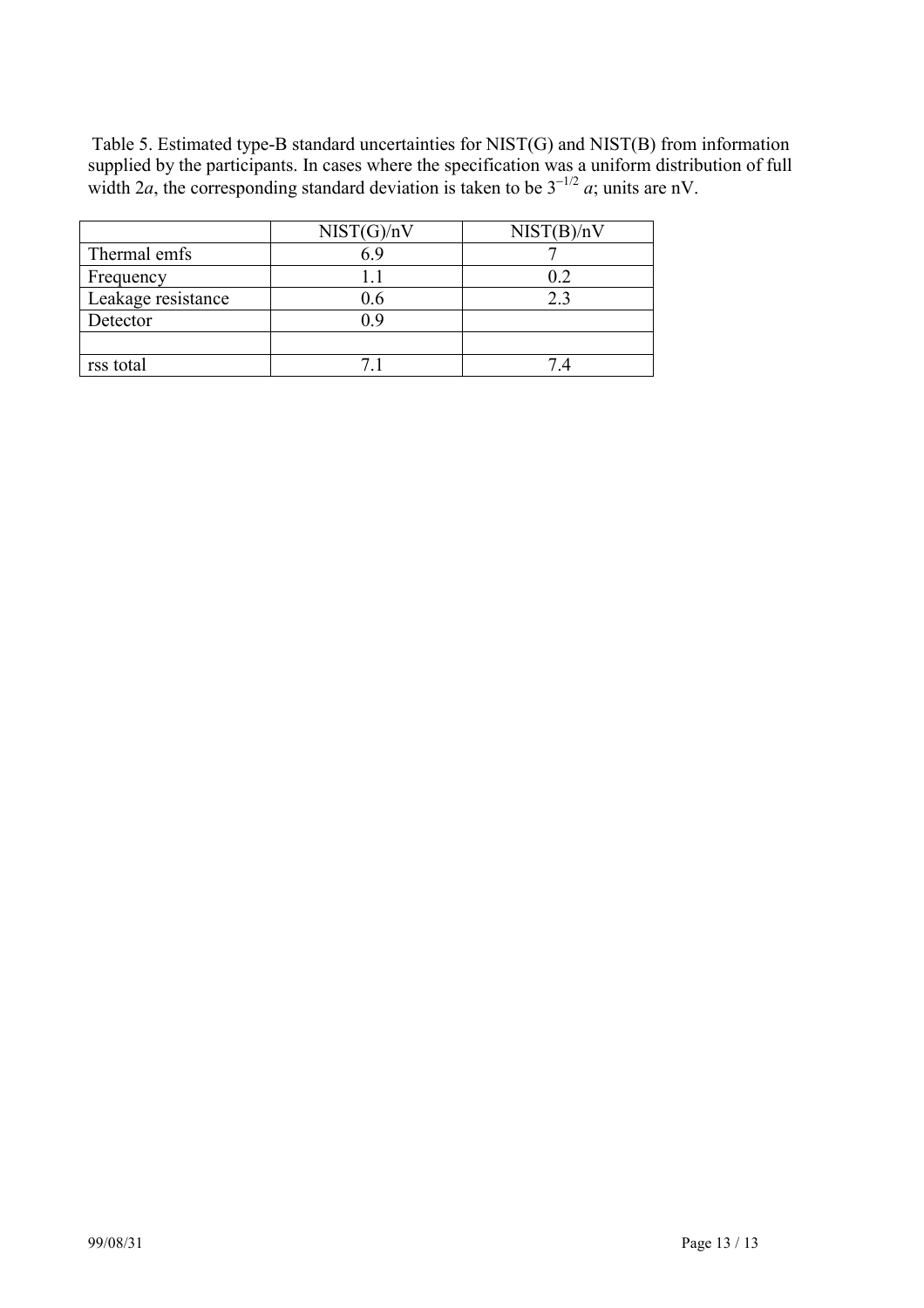Table 5. Estimated type-B standard uncertainties for NIST(G) and NIST(B) from information supplied by the participants. In cases where the specification was a uniform distribution of full width $2a$, the corresponding standard deviation is taken to be $3^{-1/2} a$; units are nV.

| | NIST(G)/nV | NIST(B)/nV |
|---|---|---|
| Thermal emfs | 6.9 | 7 |
| Frequency | 1.1 | 0.2 |
| Leakage resistance | 0.6 | 2.3 |
| Detector | 0.9 | |
| | | |
| rss total | 7.1 | 7.4 |